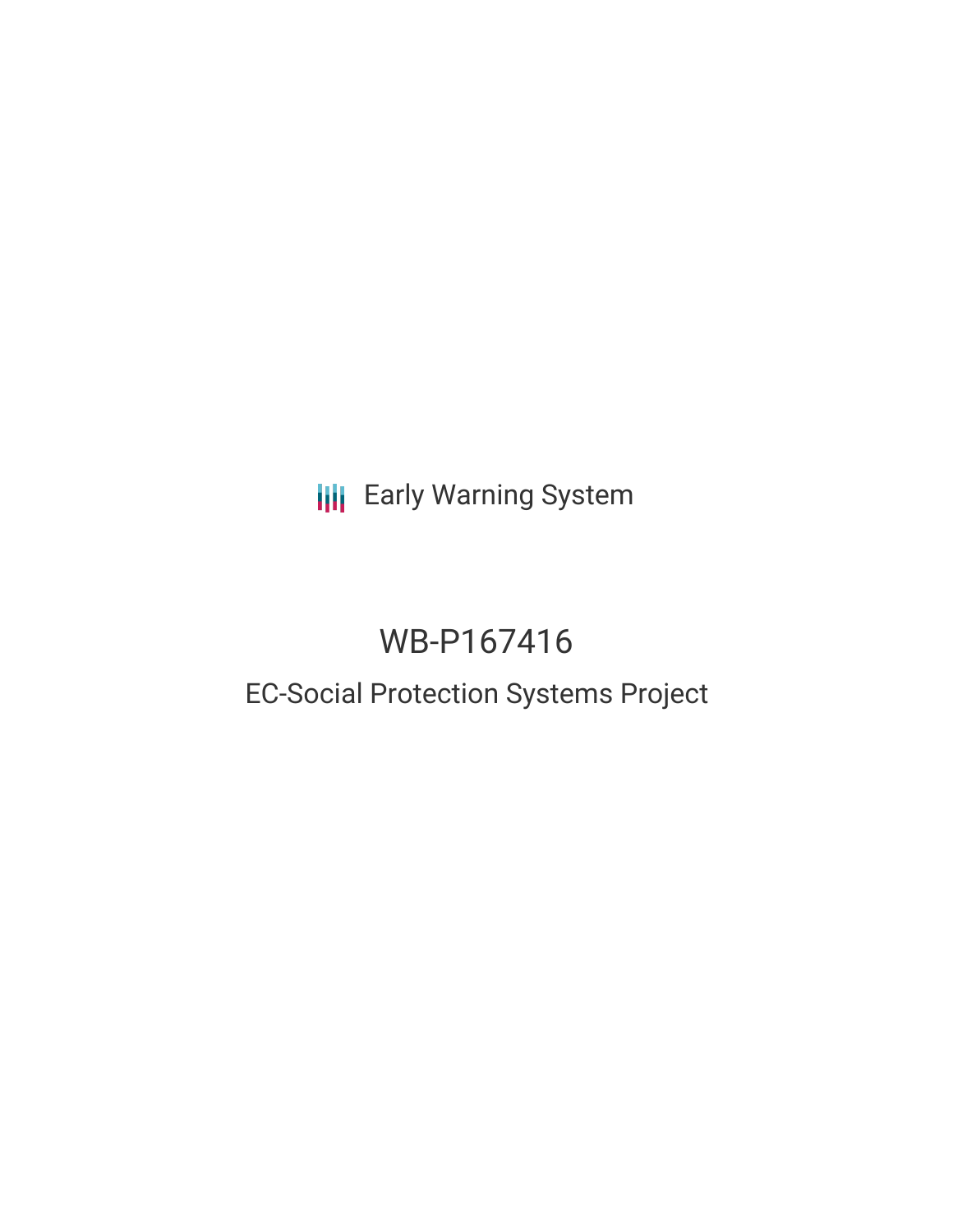Early Warning System

# WB-P167416

## EC-Social Protection Systems Project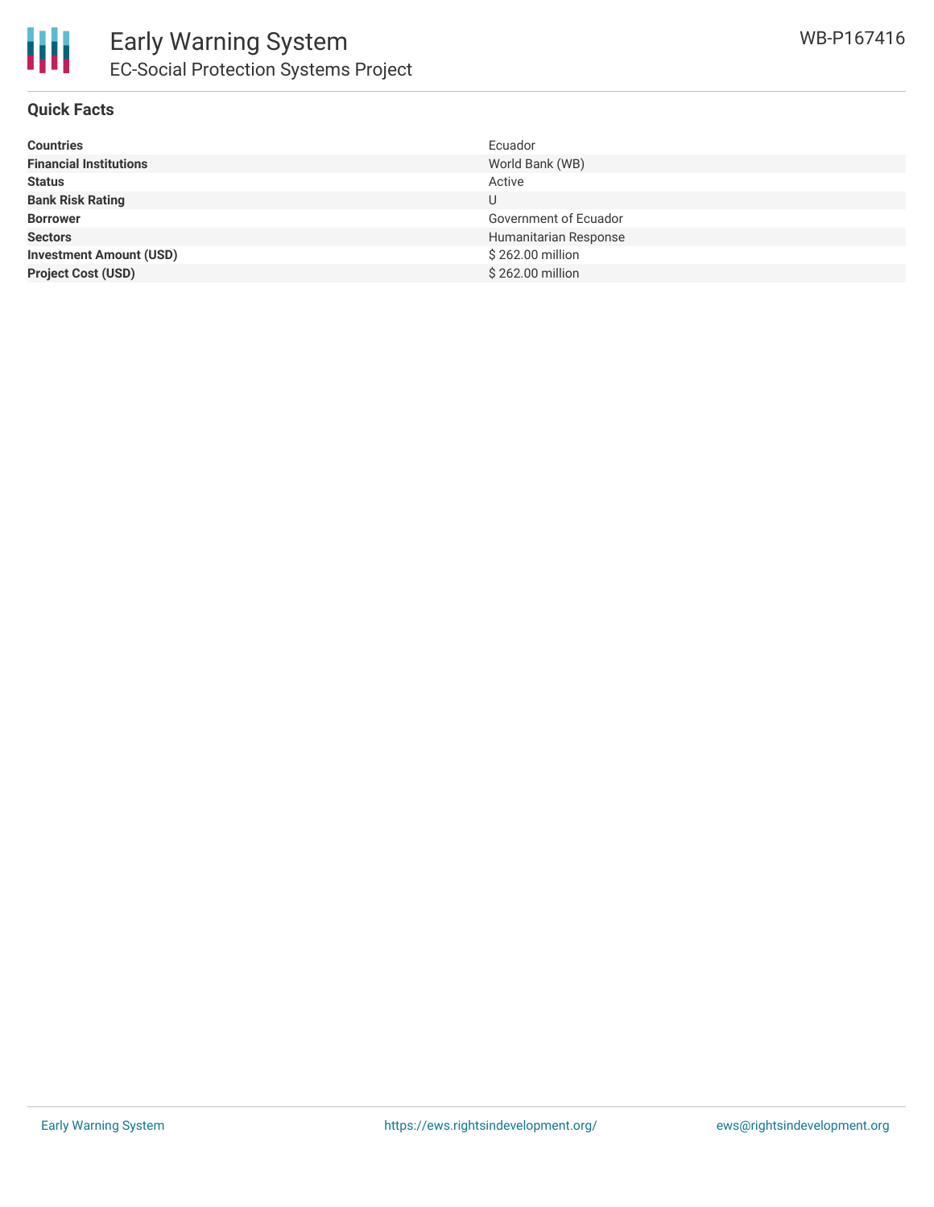# Early Warning System

## EC-Social Protection Systems Project

WB-P167416

### Quick Facts

| | |
|---|---|
| **Countries** | Ecuador |
| **Financial Institutions** | World Bank (WB) |
| **Status** | Active |
| **Bank Risk Rating** | U |
| **Borrower** | Government of Ecuador |
| **Sectors** | Humanitarian Response |
| **Investment Amount (USD)** | $ 262.00 million |
| **Project Cost (USD)** | $ 262.00 million |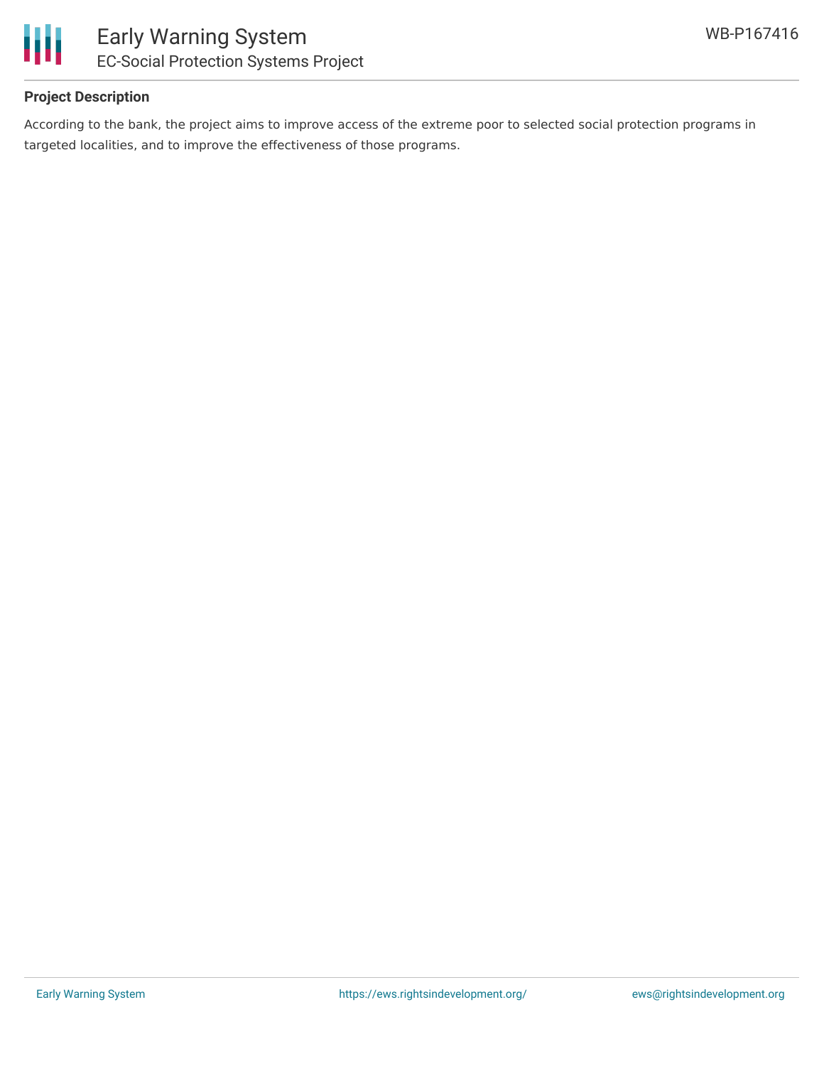## Project Description

According to the bank, the project aims to improve access of the extreme poor to selected social protection programs in targeted localities, and to improve the effectiveness of those programs.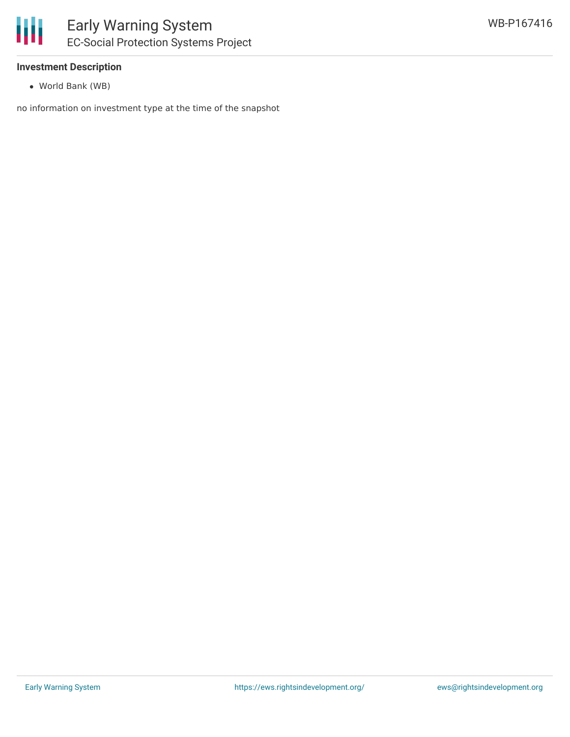**Investment Description**

- World Bank (WB)

no information on investment type at the time of the snapshot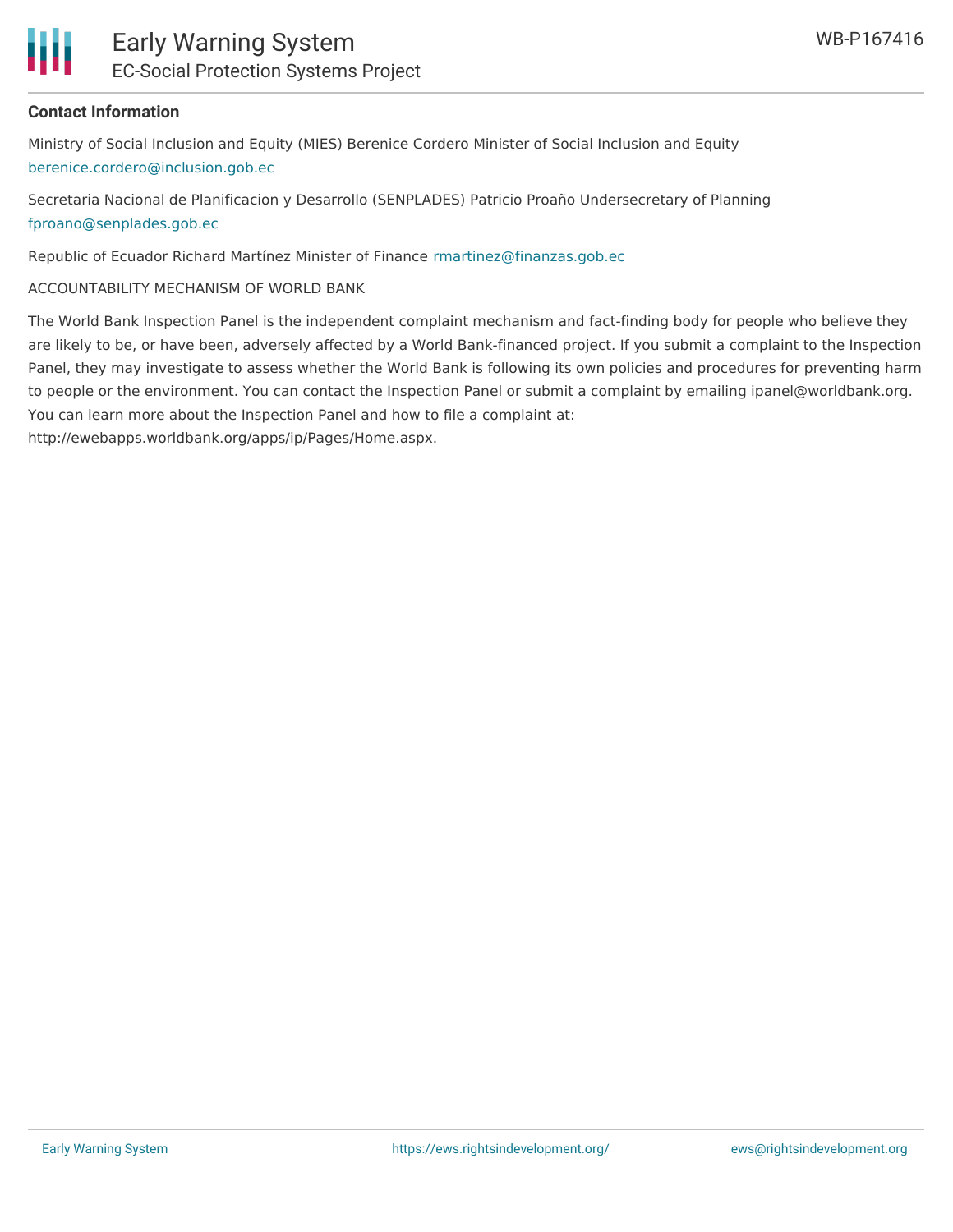**Contact Information**

Ministry of Social Inclusion and Equity (MIES) Berenice Cordero Minister of Social Inclusion and Equity berenice.cordero@inclusion.gob.ec

Secretaria Nacional de Planificacion y Desarrollo (SENPLADES) Patricio Proaño Undersecretary of Planning fproano@senplades.gob.ec

Republic of Ecuador Richard Martínez Minister of Finance rmartinez@finanzas.gob.ec

ACCOUNTABILITY MECHANISM OF WORLD BANK

The World Bank Inspection Panel is the independent complaint mechanism and fact-finding body for people who believe they are likely to be, or have been, adversely affected by a World Bank-financed project. If you submit a complaint to the Inspection Panel, they may investigate to assess whether the World Bank is following its own policies and procedures for preventing harm to people or the environment. You can contact the Inspection Panel or submit a complaint by emailing ipanel@worldbank.org. You can learn more about the Inspection Panel and how to file a complaint at: http://ewebapps.worldbank.org/apps/ip/Pages/Home.aspx.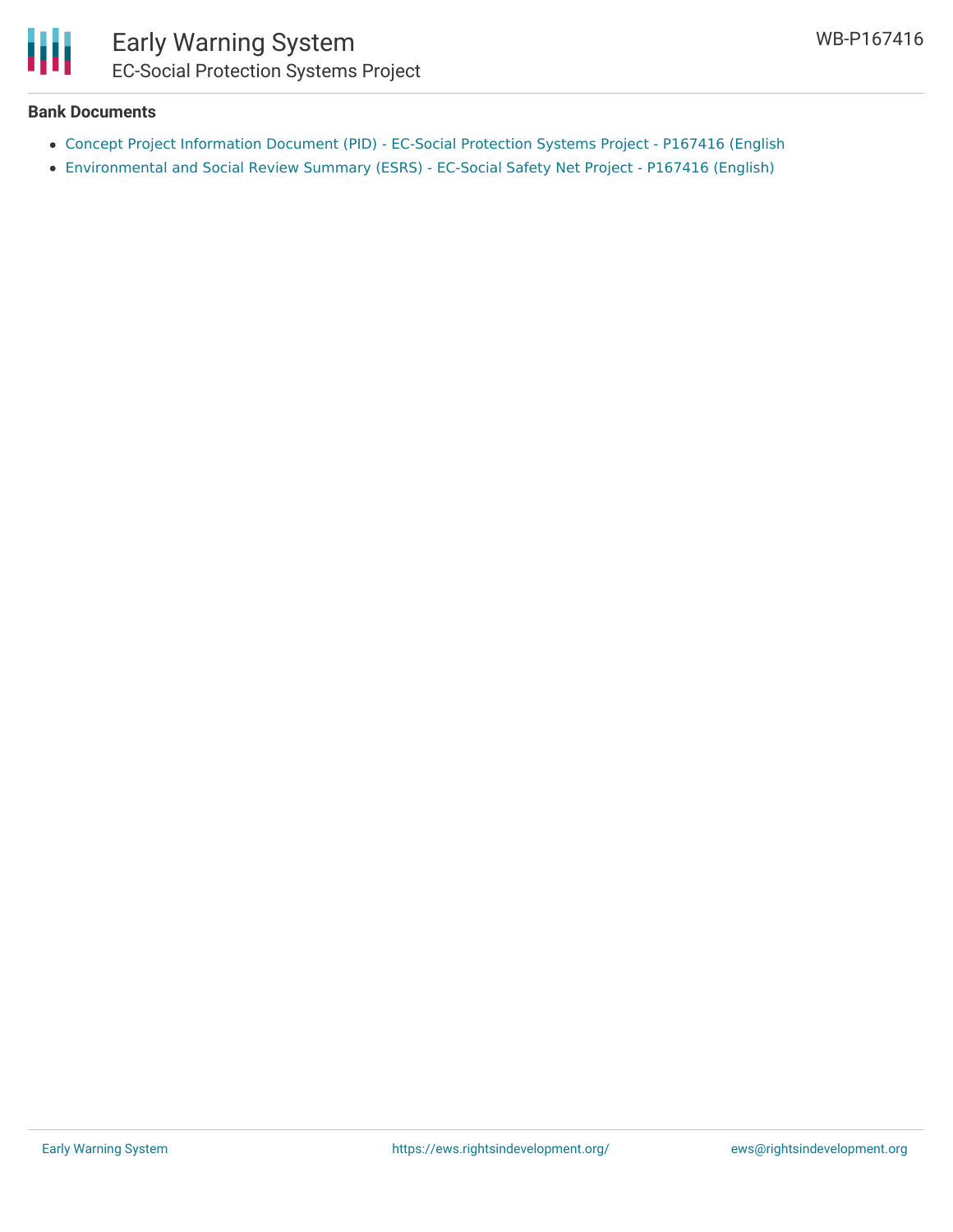**Bank Documents**

- Concept Project Information Document (PID) - EC-Social Protection Systems Project - P167416 (English
- Environmental and Social Review Summary (ESRS) - EC-Social Safety Net Project - P167416 (English)